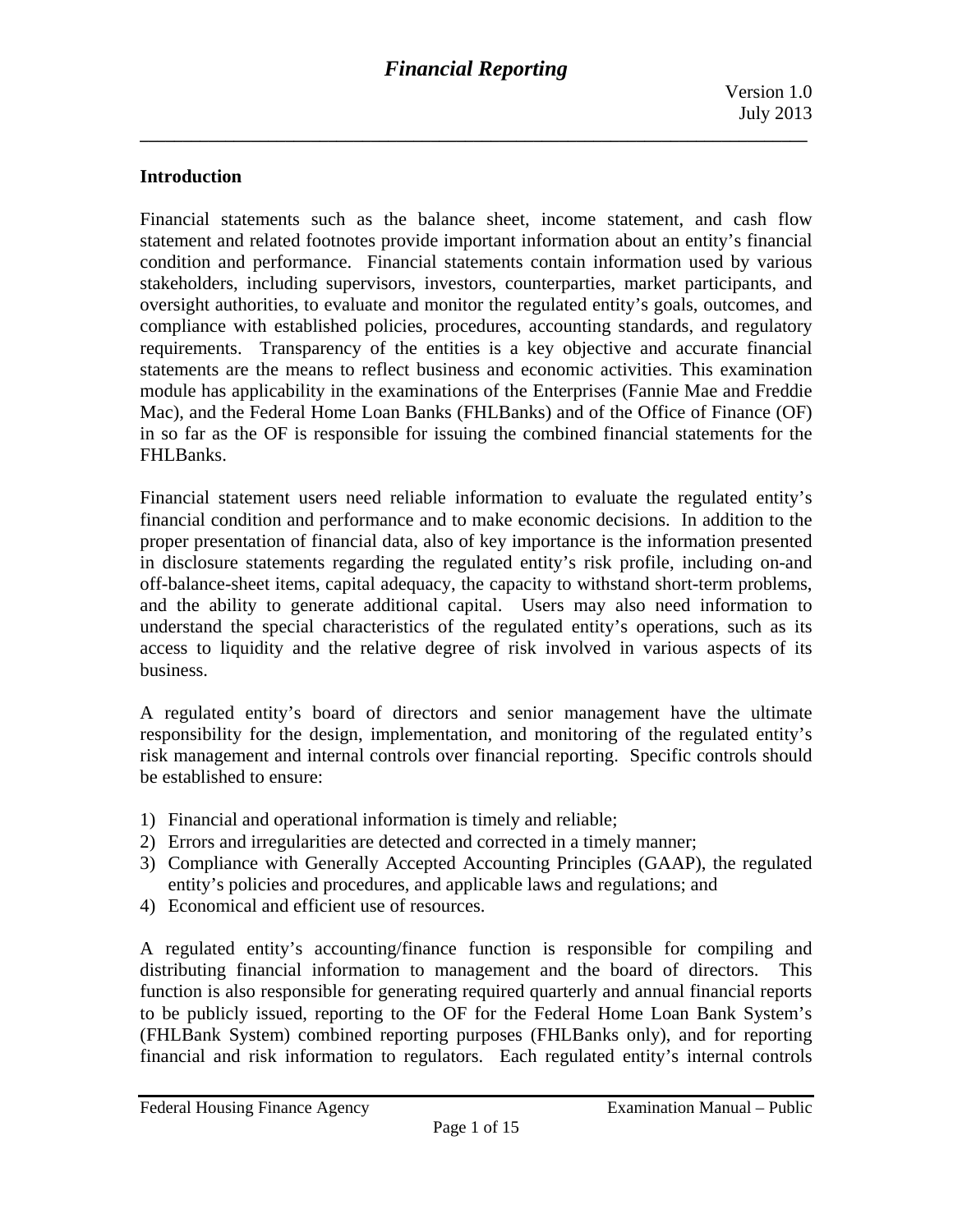# Financial Reporting

Version 1.0
July 2013

## Introduction

Financial statements such as the balance sheet, income statement, and cash flow statement and related footnotes provide important information about an entity's financial condition and performance. Financial statements contain information used by various stakeholders, including supervisors, investors, counterparties, market participants, and oversight authorities, to evaluate and monitor the regulated entity's goals, outcomes, and compliance with established policies, procedures, accounting standards, and regulatory requirements. Transparency of the entities is a key objective and accurate financial statements are the means to reflect business and economic activities. This examination module has applicability in the examinations of the Enterprises (Fannie Mae and Freddie Mac), and the Federal Home Loan Banks (FHLBanks) and of the Office of Finance (OF) in so far as the OF is responsible for issuing the combined financial statements for the FHLBanks.

Financial statement users need reliable information to evaluate the regulated entity's financial condition and performance and to make economic decisions. In addition to the proper presentation of financial data, also of key importance is the information presented in disclosure statements regarding the regulated entity's risk profile, including on-and off-balance-sheet items, capital adequacy, the capacity to withstand short-term problems, and the ability to generate additional capital. Users may also need information to understand the special characteristics of the regulated entity's operations, such as its access to liquidity and the relative degree of risk involved in various aspects of its business.

A regulated entity's board of directors and senior management have the ultimate responsibility for the design, implementation, and monitoring of the regulated entity's risk management and internal controls over financial reporting. Specific controls should be established to ensure:

1) Financial and operational information is timely and reliable;
2) Errors and irregularities are detected and corrected in a timely manner;
3) Compliance with Generally Accepted Accounting Principles (GAAP), the regulated entity's policies and procedures, and applicable laws and regulations; and
4) Economical and efficient use of resources.

A regulated entity's accounting/finance function is responsible for compiling and distributing financial information to management and the board of directors. This function is also responsible for generating required quarterly and annual financial reports to be publicly issued, reporting to the OF for the Federal Home Loan Bank System's (FHLBank System) combined reporting purposes (FHLBanks only), and for reporting financial and risk information to regulators. Each regulated entity's internal controls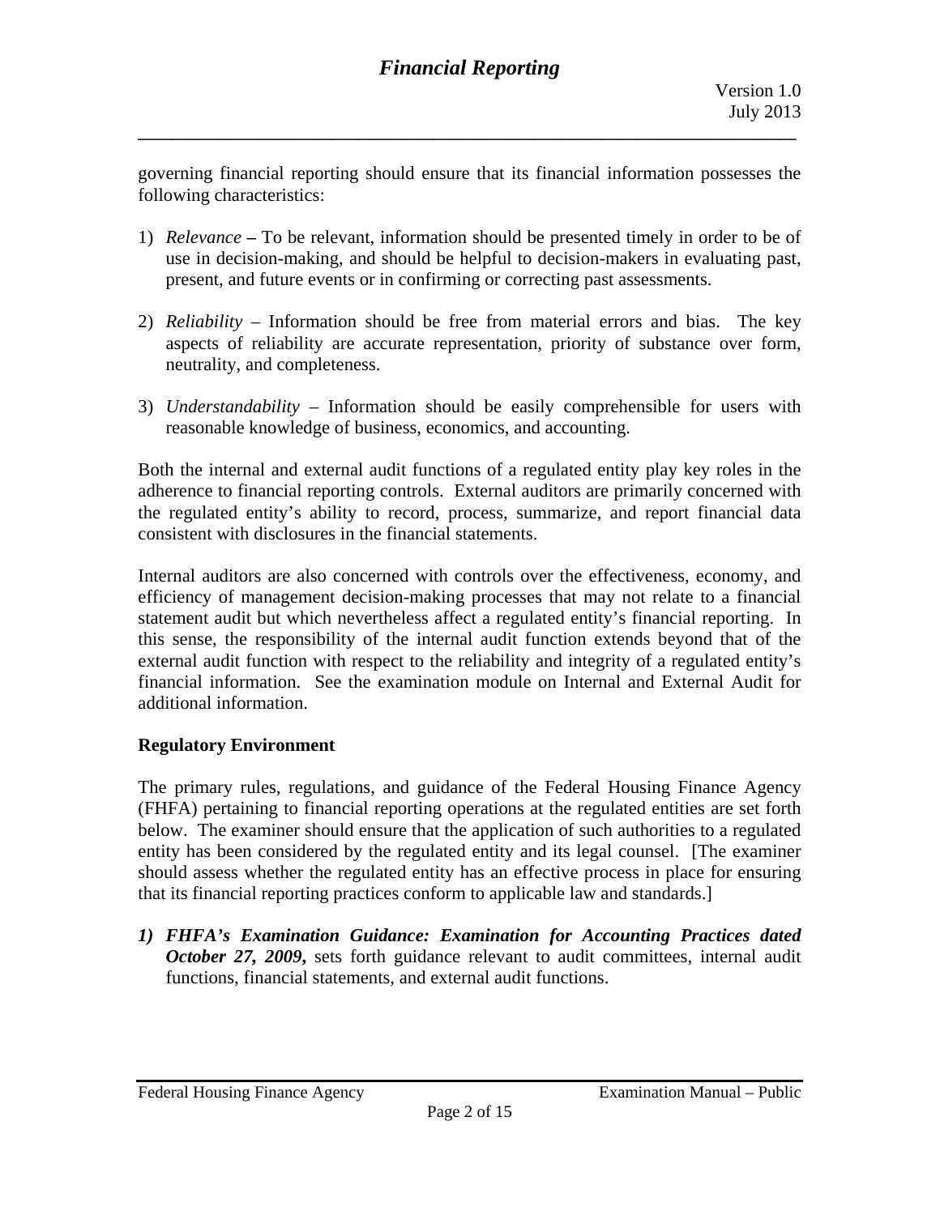governing financial reporting should ensure that its financial information possesses the following characteristics:

1) *Relevance* **–** To be relevant, information should be presented timely in order to be of use in decision-making, and should be helpful to decision-makers in evaluating past, present, and future events or in confirming or correcting past assessments.

2) *Reliability* – Information should be free from material errors and bias. The key aspects of reliability are accurate representation, priority of substance over form, neutrality, and completeness.

3) *Understandability* – Information should be easily comprehensible for users with reasonable knowledge of business, economics, and accounting.

Both the internal and external audit functions of a regulated entity play key roles in the adherence to financial reporting controls. External auditors are primarily concerned with the regulated entity's ability to record, process, summarize, and report financial data consistent with disclosures in the financial statements.

Internal auditors are also concerned with controls over the effectiveness, economy, and efficiency of management decision-making processes that may not relate to a financial statement audit but which nevertheless affect a regulated entity's financial reporting. In this sense, the responsibility of the internal audit function extends beyond that of the external audit function with respect to the reliability and integrity of a regulated entity's financial information. See the examination module on Internal and External Audit for additional information.

**Regulatory Environment**

The primary rules, regulations, and guidance of the Federal Housing Finance Agency (FHFA) pertaining to financial reporting operations at the regulated entities are set forth below. The examiner should ensure that the application of such authorities to a regulated entity has been considered by the regulated entity and its legal counsel. [The examiner should assess whether the regulated entity has an effective process in place for ensuring that its financial reporting practices conform to applicable law and standards.]

1) ***FHFA's Examination Guidance: Examination for Accounting Practices dated October 27, 2009,*** sets forth guidance relevant to audit committees, internal audit functions, financial statements, and external audit functions.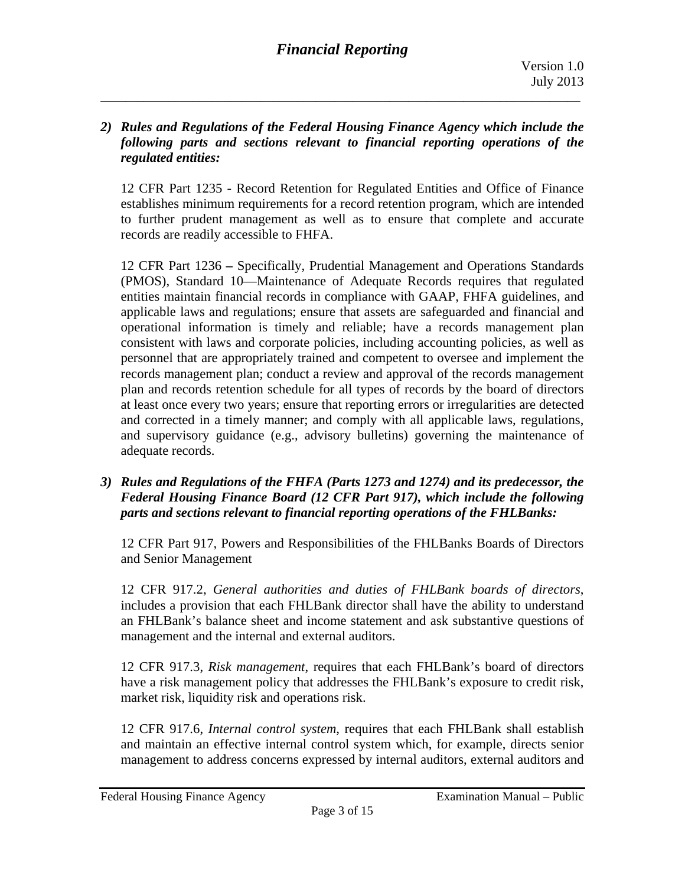*2) Rules and Regulations of the Federal Housing Finance Agency which include the following parts and sections relevant to financial reporting operations of the regulated entities:*

12 CFR Part 1235 - Record Retention for Regulated Entities and Office of Finance establishes minimum requirements for a record retention program, which are intended to further prudent management as well as to ensure that complete and accurate records are readily accessible to FHFA.

12 CFR Part 1236 – Specifically, Prudential Management and Operations Standards (PMOS), Standard 10—Maintenance of Adequate Records requires that regulated entities maintain financial records in compliance with GAAP, FHFA guidelines, and applicable laws and regulations; ensure that assets are safeguarded and financial and operational information is timely and reliable; have a records management plan consistent with laws and corporate policies, including accounting policies, as well as personnel that are appropriately trained and competent to oversee and implement the records management plan; conduct a review and approval of the records management plan and records retention schedule for all types of records by the board of directors at least once every two years; ensure that reporting errors or irregularities are detected and corrected in a timely manner; and comply with all applicable laws, regulations, and supervisory guidance (e.g., advisory bulletins) governing the maintenance of adequate records.

*3) Rules and Regulations of the FHFA (Parts 1273 and 1274) and its predecessor, the Federal Housing Finance Board (12 CFR Part 917), which include the following parts and sections relevant to financial reporting operations of the FHLBanks:*

12 CFR Part 917, Powers and Responsibilities of the FHLBanks Boards of Directors and Senior Management

12 CFR 917.2, *General authorities and duties of FHLBank boards of directors*, includes a provision that each FHLBank director shall have the ability to understand an FHLBank's balance sheet and income statement and ask substantive questions of management and the internal and external auditors.

12 CFR 917.3, *Risk management*, requires that each FHLBank's board of directors have a risk management policy that addresses the FHLBank's exposure to credit risk, market risk, liquidity risk and operations risk.

12 CFR 917.6, *Internal control system*, requires that each FHLBank shall establish and maintain an effective internal control system which, for example, directs senior management to address concerns expressed by internal auditors, external auditors and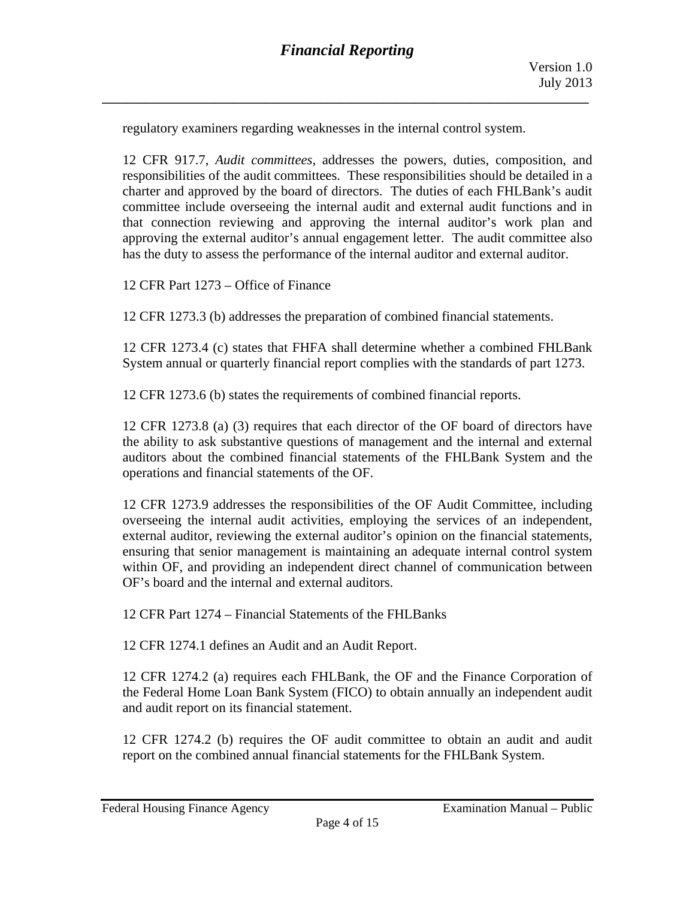regulatory examiners regarding weaknesses in the internal control system.

12 CFR 917.7, *Audit committees*, addresses the powers, duties, composition, and responsibilities of the audit committees. These responsibilities should be detailed in a charter and approved by the board of directors. The duties of each FHLBank's audit committee include overseeing the internal audit and external audit functions and in that connection reviewing and approving the internal auditor's work plan and approving the external auditor's annual engagement letter. The audit committee also has the duty to assess the performance of the internal auditor and external auditor.

12 CFR Part 1273 – Office of Finance

12 CFR 1273.3 (b) addresses the preparation of combined financial statements.

12 CFR 1273.4 (c) states that FHFA shall determine whether a combined FHLBank System annual or quarterly financial report complies with the standards of part 1273.

12 CFR 1273.6 (b) states the requirements of combined financial reports.

12 CFR 1273.8 (a) (3) requires that each director of the OF board of directors have the ability to ask substantive questions of management and the internal and external auditors about the combined financial statements of the FHLBank System and the operations and financial statements of the OF.

12 CFR 1273.9 addresses the responsibilities of the OF Audit Committee, including overseeing the internal audit activities, employing the services of an independent, external auditor, reviewing the external auditor's opinion on the financial statements, ensuring that senior management is maintaining an adequate internal control system within OF, and providing an independent direct channel of communication between OF's board and the internal and external auditors.

12 CFR Part 1274 – Financial Statements of the FHLBanks

12 CFR 1274.1 defines an Audit and an Audit Report.

12 CFR 1274.2 (a) requires each FHLBank, the OF and the Finance Corporation of the Federal Home Loan Bank System (FICO) to obtain annually an independent audit and audit report on its financial statement.

12 CFR 1274.2 (b) requires the OF audit committee to obtain an audit and audit report on the combined annual financial statements for the FHLBank System.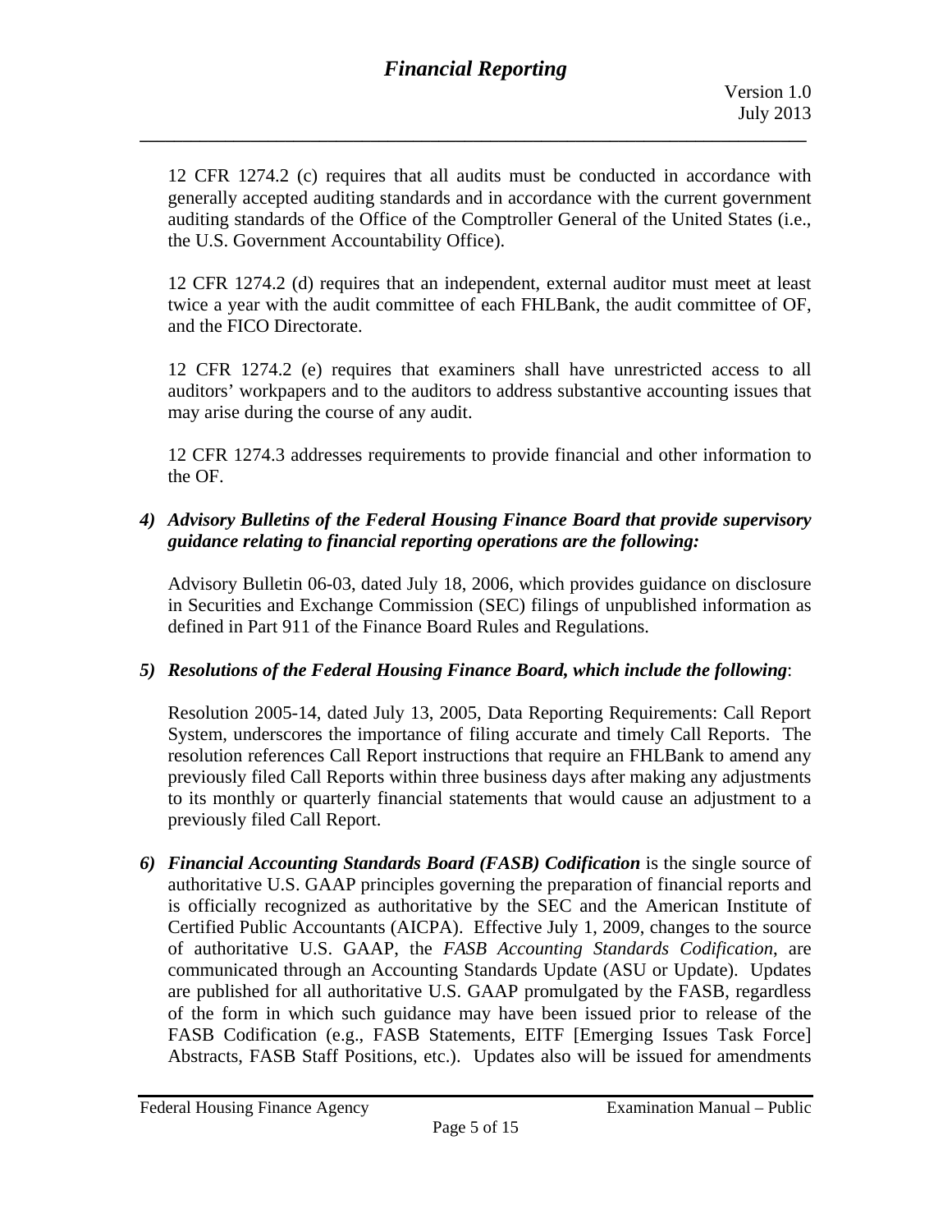12 CFR 1274.2 (c) requires that all audits must be conducted in accordance with generally accepted auditing standards and in accordance with the current government auditing standards of the Office of the Comptroller General of the United States (i.e., the U.S. Government Accountability Office).

12 CFR 1274.2 (d) requires that an independent, external auditor must meet at least twice a year with the audit committee of each FHLBank, the audit committee of OF, and the FICO Directorate.

12 CFR 1274.2 (e) requires that examiners shall have unrestricted access to all auditors' workpapers and to the auditors to address substantive accounting issues that may arise during the course of any audit.

12 CFR 1274.3 addresses requirements to provide financial and other information to the OF.

4) ***Advisory Bulletins of the Federal Housing Finance Board that provide supervisory guidance relating to financial reporting operations are the following:***

   Advisory Bulletin 06-03, dated July 18, 2006, which provides guidance on disclosure in Securities and Exchange Commission (SEC) filings of unpublished information as defined in Part 911 of the Finance Board Rules and Regulations.

5) ***Resolutions of the Federal Housing Finance Board, which include the following***:

   Resolution 2005-14, dated July 13, 2005, Data Reporting Requirements: Call Report System, underscores the importance of filing accurate and timely Call Reports. The resolution references Call Report instructions that require an FHLBank to amend any previously filed Call Reports within three business days after making any adjustments to its monthly or quarterly financial statements that would cause an adjustment to a previously filed Call Report.

6) ***Financial Accounting Standards Board (FASB) Codification*** is the single source of authoritative U.S. GAAP principles governing the preparation of financial reports and is officially recognized as authoritative by the SEC and the American Institute of Certified Public Accountants (AICPA). Effective July 1, 2009, changes to the source of authoritative U.S. GAAP, the *FASB Accounting Standards Codification*, are communicated through an Accounting Standards Update (ASU or Update). Updates are published for all authoritative U.S. GAAP promulgated by the FASB, regardless of the form in which such guidance may have been issued prior to release of the FASB Codification (e.g., FASB Statements, EITF [Emerging Issues Task Force] Abstracts, FASB Staff Positions, etc.). Updates also will be issued for amendments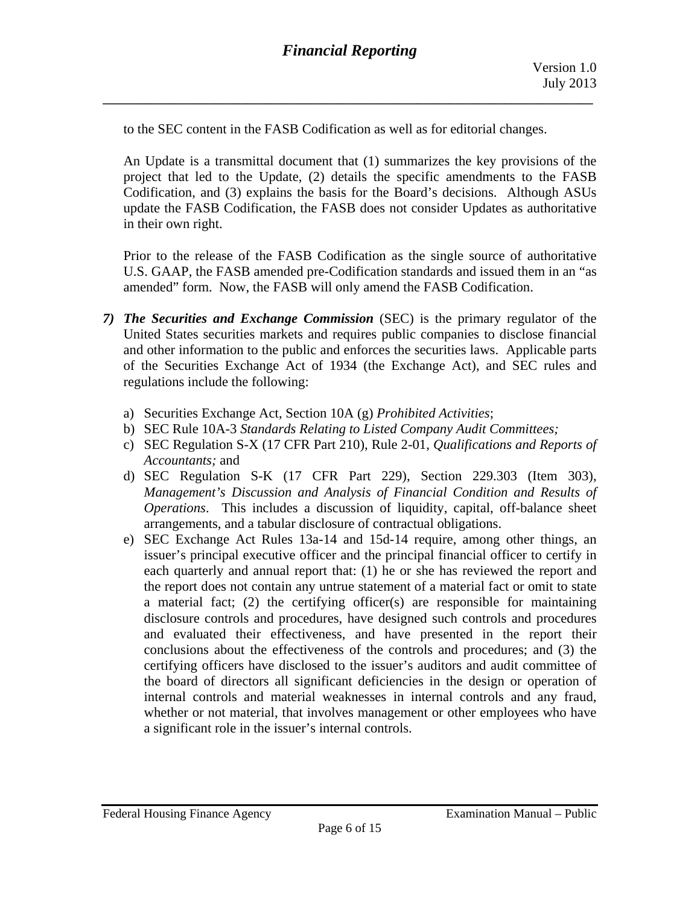to the SEC content in the FASB Codification as well as for editorial changes.

An Update is a transmittal document that (1) summarizes the key provisions of the project that led to the Update, (2) details the specific amendments to the FASB Codification, and (3) explains the basis for the Board's decisions. Although ASUs update the FASB Codification, the FASB does not consider Updates as authoritative in their own right.

Prior to the release of the FASB Codification as the single source of authoritative U.S. GAAP, the FASB amended pre-Codification standards and issued them in an "as amended" form. Now, the FASB will only amend the FASB Codification.

7) ***The Securities and Exchange Commission*** (SEC) is the primary regulator of the United States securities markets and requires public companies to disclose financial and other information to the public and enforces the securities laws. Applicable parts of the Securities Exchange Act of 1934 (the Exchange Act), and SEC rules and regulations include the following:

   a) Securities Exchange Act, Section 10A (g) *Prohibited Activities*;
   b) SEC Rule 10A-3 *Standards Relating to Listed Company Audit Committees;*
   c) SEC Regulation S-X (17 CFR Part 210), Rule 2-01, *Qualifications and Reports of Accountants;* and
   d) SEC Regulation S-K (17 CFR Part 229), Section 229.303 (Item 303), *Management's Discussion and Analysis of Financial Condition and Results of Operations*. This includes a discussion of liquidity, capital, off-balance sheet arrangements, and a tabular disclosure of contractual obligations.
   e) SEC Exchange Act Rules 13a-14 and 15d-14 require, among other things, an issuer's principal executive officer and the principal financial officer to certify in each quarterly and annual report that: (1) he or she has reviewed the report and the report does not contain any untrue statement of a material fact or omit to state a material fact; (2) the certifying officer(s) are responsible for maintaining disclosure controls and procedures, have designed such controls and procedures and evaluated their effectiveness, and have presented in the report their conclusions about the effectiveness of the controls and procedures; and (3) the certifying officers have disclosed to the issuer's auditors and audit committee of the board of directors all significant deficiencies in the design or operation of internal controls and material weaknesses in internal controls and any fraud, whether or not material, that involves management or other employees who have a significant role in the issuer's internal controls.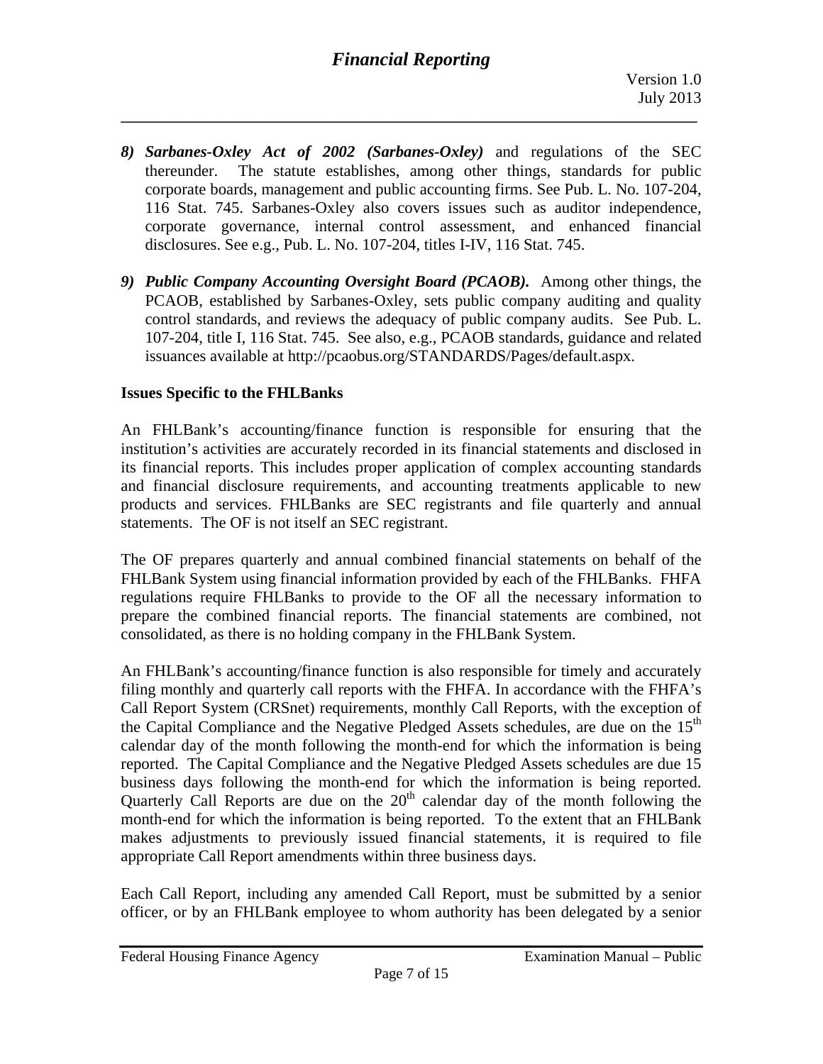8) ***Sarbanes-Oxley Act of 2002 (Sarbanes-Oxley)*** and regulations of the SEC thereunder. The statute establishes, among other things, standards for public corporate boards, management and public accounting firms. See Pub. L. No. 107-204, 116 Stat. 745. Sarbanes-Oxley also covers issues such as auditor independence, corporate governance, internal control assessment, and enhanced financial disclosures. See e.g., Pub. L. No. 107-204, titles I-IV, 116 Stat. 745.

9) ***Public Company Accounting Oversight Board (PCAOB).*** Among other things, the PCAOB, established by Sarbanes-Oxley, sets public company auditing and quality control standards, and reviews the adequacy of public company audits. See Pub. L. 107-204, title I, 116 Stat. 745. See also, e.g., PCAOB standards, guidance and related issuances available at http://pcaobus.org/STANDARDS/Pages/default.aspx.

**Issues Specific to the FHLBanks**

An FHLBank's accounting/finance function is responsible for ensuring that the institution's activities are accurately recorded in its financial statements and disclosed in its financial reports. This includes proper application of complex accounting standards and financial disclosure requirements, and accounting treatments applicable to new products and services. FHLBanks are SEC registrants and file quarterly and annual statements. The OF is not itself an SEC registrant.

The OF prepares quarterly and annual combined financial statements on behalf of the FHLBank System using financial information provided by each of the FHLBanks. FHFA regulations require FHLBanks to provide to the OF all the necessary information to prepare the combined financial reports. The financial statements are combined, not consolidated, as there is no holding company in the FHLBank System.

An FHLBank's accounting/finance function is also responsible for timely and accurately filing monthly and quarterly call reports with the FHFA. In accordance with the FHFA's Call Report System (CRSnet) requirements, monthly Call Reports, with the exception of the Capital Compliance and the Negative Pledged Assets schedules, are due on the 15th calendar day of the month following the month-end for which the information is being reported. The Capital Compliance and the Negative Pledged Assets schedules are due 15 business days following the month-end for which the information is being reported. Quarterly Call Reports are due on the 20th calendar day of the month following the month-end for which the information is being reported. To the extent that an FHLBank makes adjustments to previously issued financial statements, it is required to file appropriate Call Report amendments within three business days.

Each Call Report, including any amended Call Report, must be submitted by a senior officer, or by an FHLBank employee to whom authority has been delegated by a senior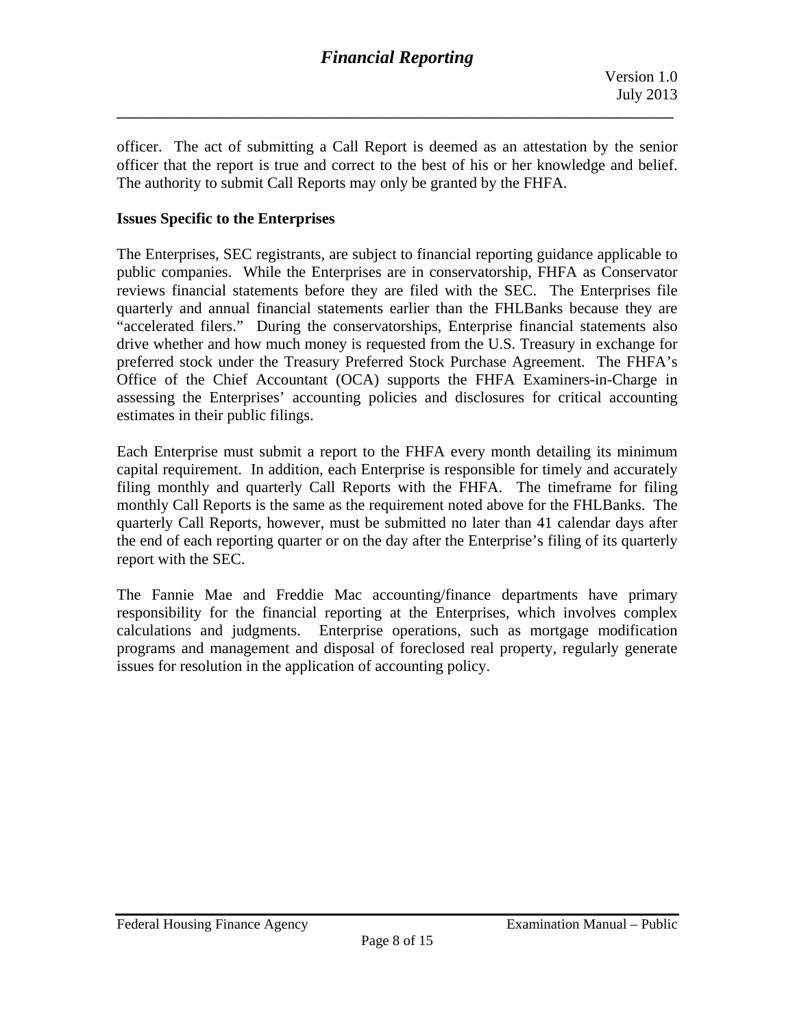officer. The act of submitting a Call Report is deemed as an attestation by the senior officer that the report is true and correct to the best of his or her knowledge and belief. The authority to submit Call Reports may only be granted by the FHFA.

**Issues Specific to the Enterprises**

The Enterprises, SEC registrants, are subject to financial reporting guidance applicable to public companies. While the Enterprises are in conservatorship, FHFA as Conservator reviews financial statements before they are filed with the SEC. The Enterprises file quarterly and annual financial statements earlier than the FHLBanks because they are "accelerated filers." During the conservatorships, Enterprise financial statements also drive whether and how much money is requested from the U.S. Treasury in exchange for preferred stock under the Treasury Preferred Stock Purchase Agreement. The FHFA's Office of the Chief Accountant (OCA) supports the FHFA Examiners-in-Charge in assessing the Enterprises' accounting policies and disclosures for critical accounting estimates in their public filings.

Each Enterprise must submit a report to the FHFA every month detailing its minimum capital requirement. In addition, each Enterprise is responsible for timely and accurately filing monthly and quarterly Call Reports with the FHFA. The timeframe for filing monthly Call Reports is the same as the requirement noted above for the FHLBanks. The quarterly Call Reports, however, must be submitted no later than 41 calendar days after the end of each reporting quarter or on the day after the Enterprise's filing of its quarterly report with the SEC.

The Fannie Mae and Freddie Mac accounting/finance departments have primary responsibility for the financial reporting at the Enterprises, which involves complex calculations and judgments. Enterprise operations, such as mortgage modification programs and management and disposal of foreclosed real property, regularly generate issues for resolution in the application of accounting policy.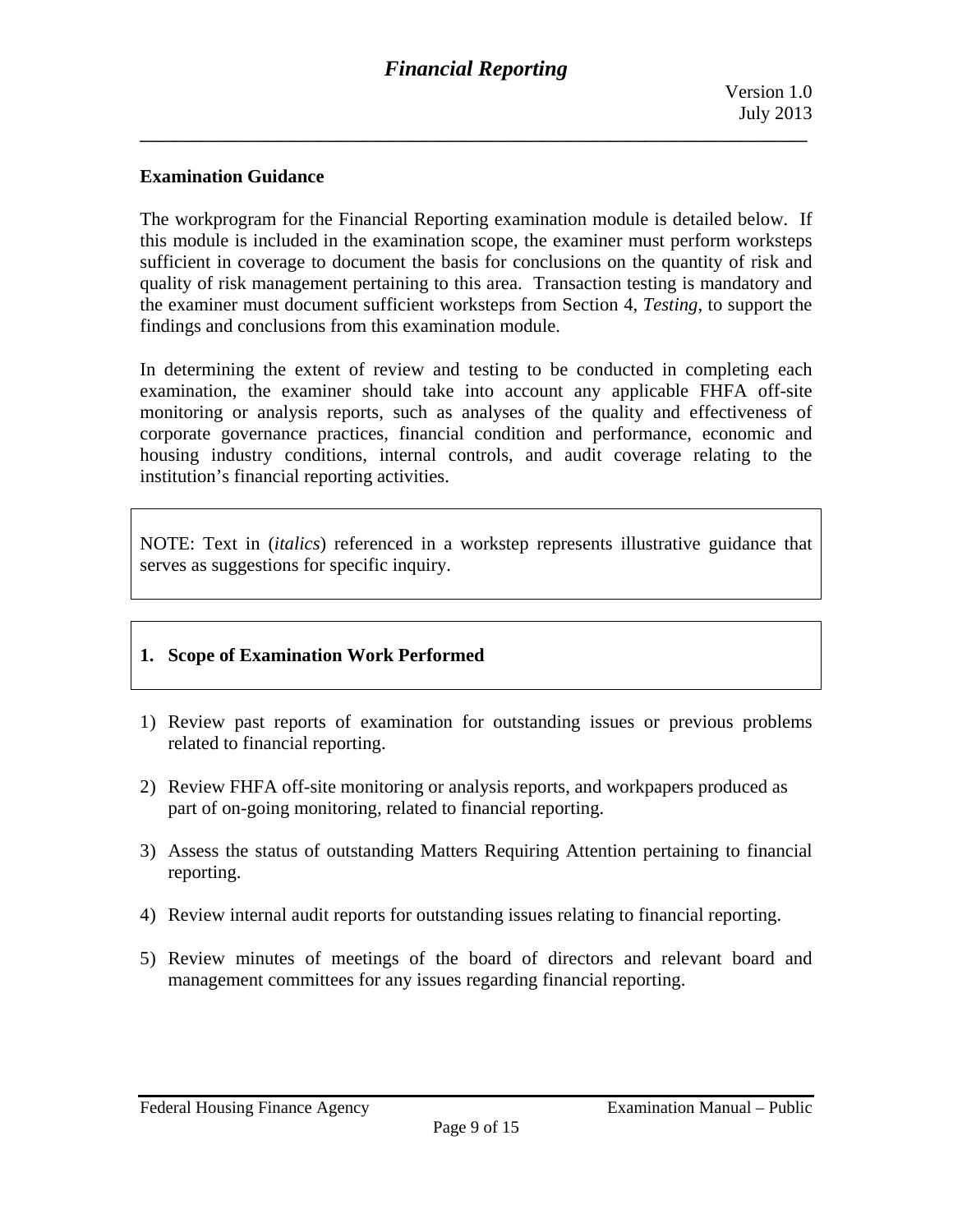### Examination Guidance

The workprogram for the Financial Reporting examination module is detailed below. If this module is included in the examination scope, the examiner must perform worksteps sufficient in coverage to document the basis for conclusions on the quantity of risk and quality of risk management pertaining to this area. Transaction testing is mandatory and the examiner must document sufficient worksteps from Section 4, *Testing*, to support the findings and conclusions from this examination module.

In determining the extent of review and testing to be conducted in completing each examination, the examiner should take into account any applicable FHFA off-site monitoring or analysis reports, such as analyses of the quality and effectiveness of corporate governance practices, financial condition and performance, economic and housing industry conditions, internal controls, and audit coverage relating to the institution's financial reporting activities.

NOTE: Text in (*italics*) referenced in a workstep represents illustrative guidance that serves as suggestions for specific inquiry.

### 1. Scope of Examination Work Performed

1) Review past reports of examination for outstanding issues or previous problems related to financial reporting.

2) Review FHFA off-site monitoring or analysis reports, and workpapers produced as part of on-going monitoring, related to financial reporting.

3) Assess the status of outstanding Matters Requiring Attention pertaining to financial reporting.

4) Review internal audit reports for outstanding issues relating to financial reporting.

5) Review minutes of meetings of the board of directors and relevant board and management committees for any issues regarding financial reporting.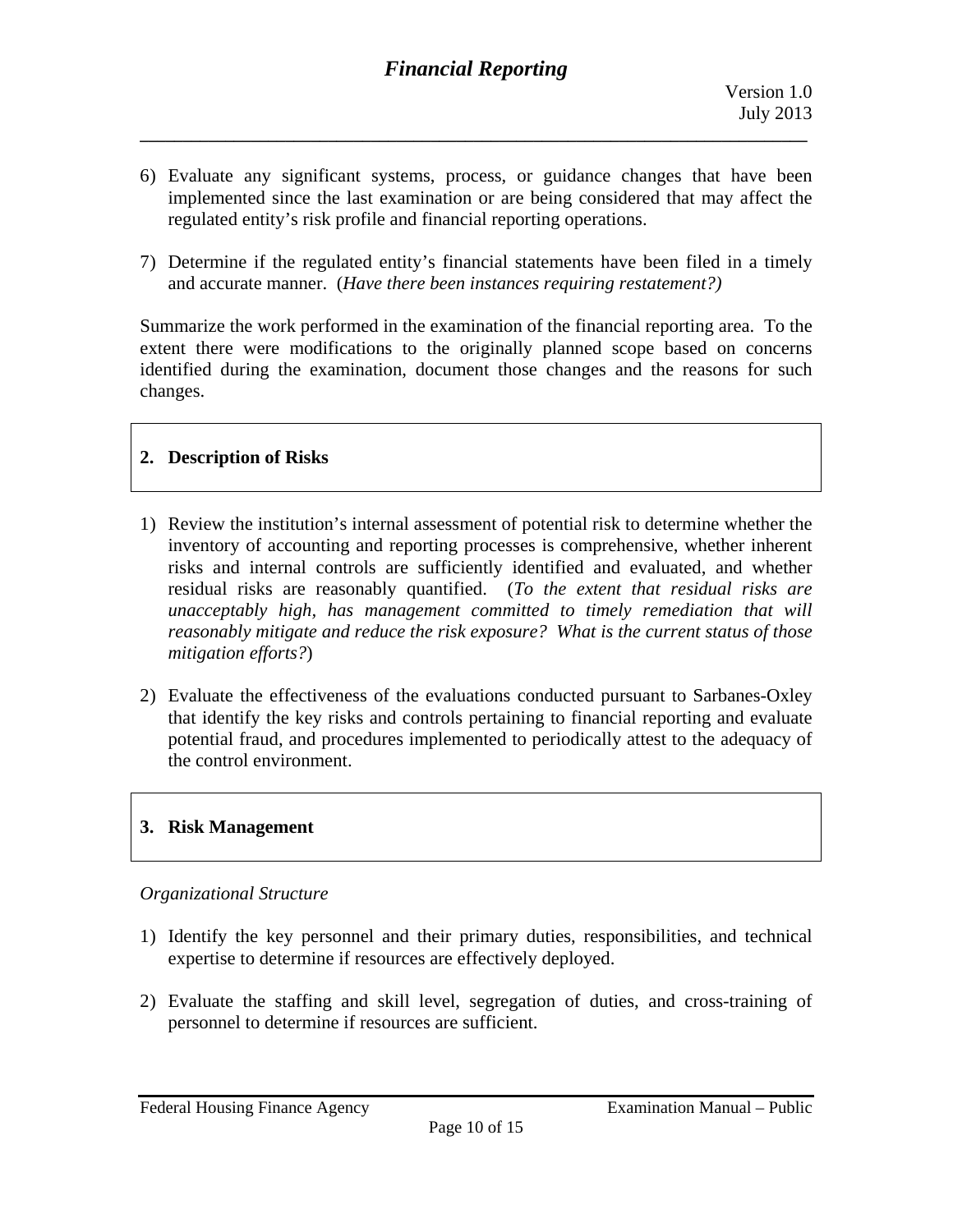6) Evaluate any significant systems, process, or guidance changes that have been implemented since the last examination or are being considered that may affect the regulated entity's risk profile and financial reporting operations.

7) Determine if the regulated entity's financial statements have been filed in a timely and accurate manner. (*Have there been instances requiring restatement?)*

Summarize the work performed in the examination of the financial reporting area. To the extent there were modifications to the originally planned scope based on concerns identified during the examination, document those changes and the reasons for such changes.

## 2. Description of Risks

1) Review the institution's internal assessment of potential risk to determine whether the inventory of accounting and reporting processes is comprehensive, whether inherent risks and internal controls are sufficiently identified and evaluated, and whether residual risks are reasonably quantified. (*To the extent that residual risks are unacceptably high, has management committed to timely remediation that will reasonably mitigate and reduce the risk exposure? What is the current status of those mitigation efforts?*)

2) Evaluate the effectiveness of the evaluations conducted pursuant to Sarbanes-Oxley that identify the key risks and controls pertaining to financial reporting and evaluate potential fraud, and procedures implemented to periodically attest to the adequacy of the control environment.

## 3. Risk Management

*Organizational Structure*

1) Identify the key personnel and their primary duties, responsibilities, and technical expertise to determine if resources are effectively deployed.

2) Evaluate the staffing and skill level, segregation of duties, and cross-training of personnel to determine if resources are sufficient.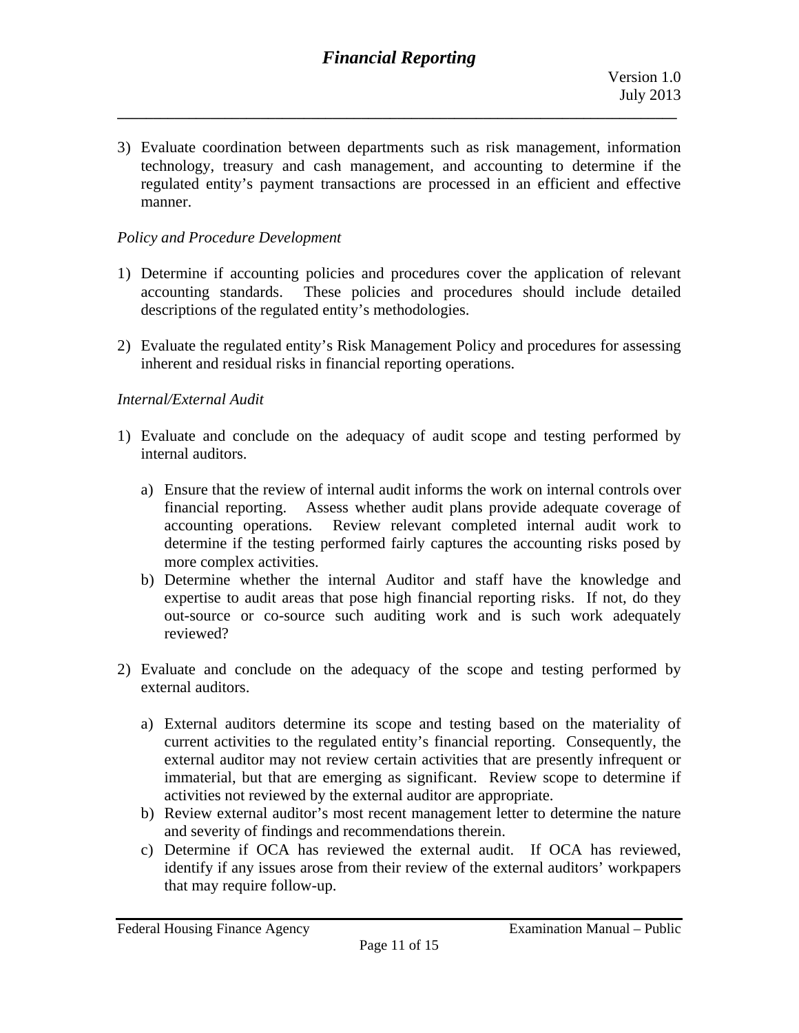3) Evaluate coordination between departments such as risk management, information technology, treasury and cash management, and accounting to determine if the regulated entity's payment transactions are processed in an efficient and effective manner.

*Policy and Procedure Development*

1) Determine if accounting policies and procedures cover the application of relevant accounting standards. These policies and procedures should include detailed descriptions of the regulated entity's methodologies.

2) Evaluate the regulated entity's Risk Management Policy and procedures for assessing inherent and residual risks in financial reporting operations.

*Internal/External Audit*

1) Evaluate and conclude on the adequacy of audit scope and testing performed by internal auditors.

   a) Ensure that the review of internal audit informs the work on internal controls over financial reporting. Assess whether audit plans provide adequate coverage of accounting operations. Review relevant completed internal audit work to determine if the testing performed fairly captures the accounting risks posed by more complex activities.
   b) Determine whether the internal Auditor and staff have the knowledge and expertise to audit areas that pose high financial reporting risks. If not, do they out-source or co-source such auditing work and is such work adequately reviewed?

2) Evaluate and conclude on the adequacy of the scope and testing performed by external auditors.

   a) External auditors determine its scope and testing based on the materiality of current activities to the regulated entity's financial reporting. Consequently, the external auditor may not review certain activities that are presently infrequent or immaterial, but that are emerging as significant. Review scope to determine if activities not reviewed by the external auditor are appropriate.
   b) Review external auditor's most recent management letter to determine the nature and severity of findings and recommendations therein.
   c) Determine if OCA has reviewed the external audit. If OCA has reviewed, identify if any issues arose from their review of the external auditors' workpapers that may require follow-up.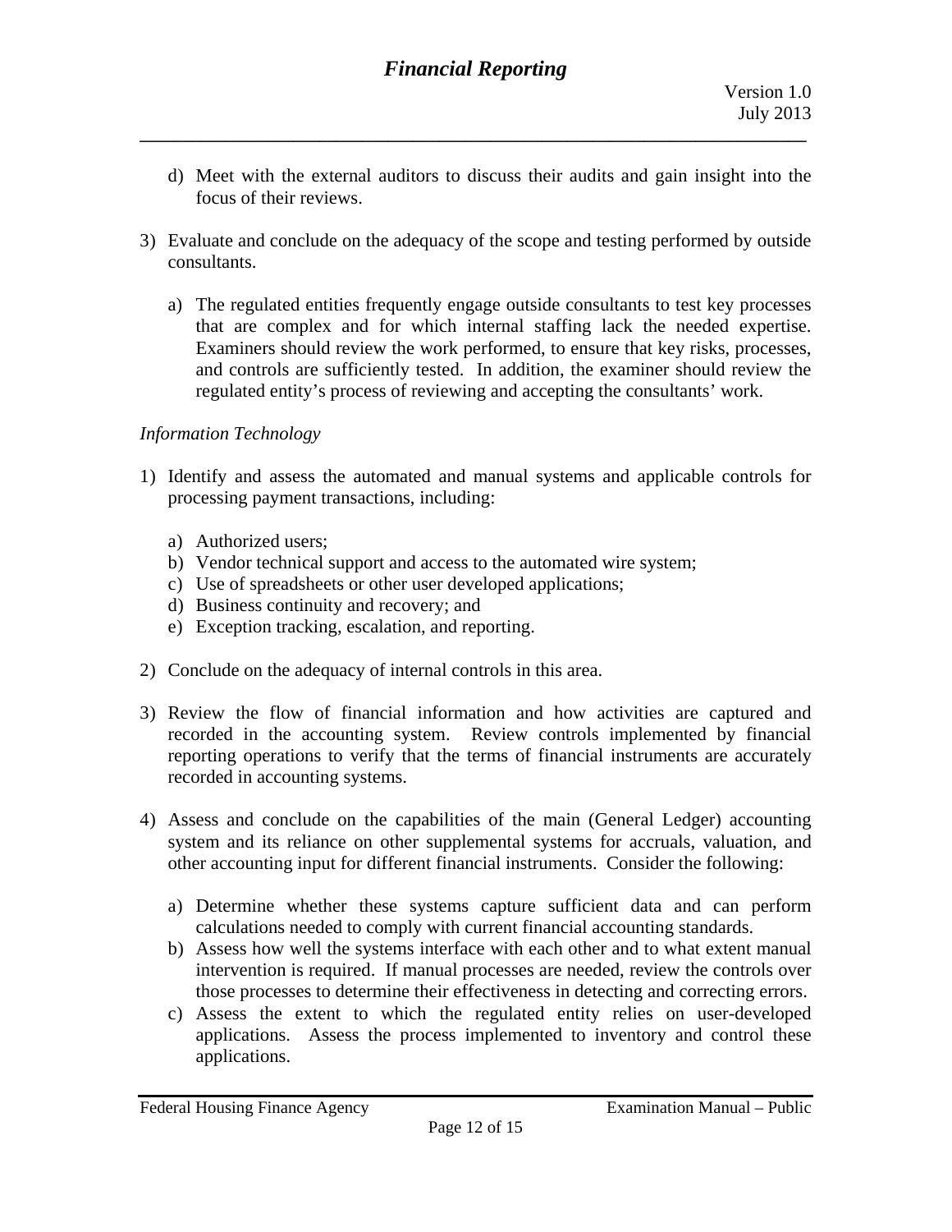d) Meet with the external auditors to discuss their audits and gain insight into the focus of their reviews.

3) Evaluate and conclude on the adequacy of the scope and testing performed by outside consultants.

   a) The regulated entities frequently engage outside consultants to test key processes that are complex and for which internal staffing lack the needed expertise. Examiners should review the work performed, to ensure that key risks, processes, and controls are sufficiently tested. In addition, the examiner should review the regulated entity's process of reviewing and accepting the consultants' work.

*Information Technology*

1) Identify and assess the automated and manual systems and applicable controls for processing payment transactions, including:

   a) Authorized users;
   b) Vendor technical support and access to the automated wire system;
   c) Use of spreadsheets or other user developed applications;
   d) Business continuity and recovery; and
   e) Exception tracking, escalation, and reporting.

2) Conclude on the adequacy of internal controls in this area.

3) Review the flow of financial information and how activities are captured and recorded in the accounting system. Review controls implemented by financial reporting operations to verify that the terms of financial instruments are accurately recorded in accounting systems.

4) Assess and conclude on the capabilities of the main (General Ledger) accounting system and its reliance on other supplemental systems for accruals, valuation, and other accounting input for different financial instruments. Consider the following:

   a) Determine whether these systems capture sufficient data and can perform calculations needed to comply with current financial accounting standards.
   b) Assess how well the systems interface with each other and to what extent manual intervention is required. If manual processes are needed, review the controls over those processes to determine their effectiveness in detecting and correcting errors.
   c) Assess the extent to which the regulated entity relies on user-developed applications. Assess the process implemented to inventory and control these applications.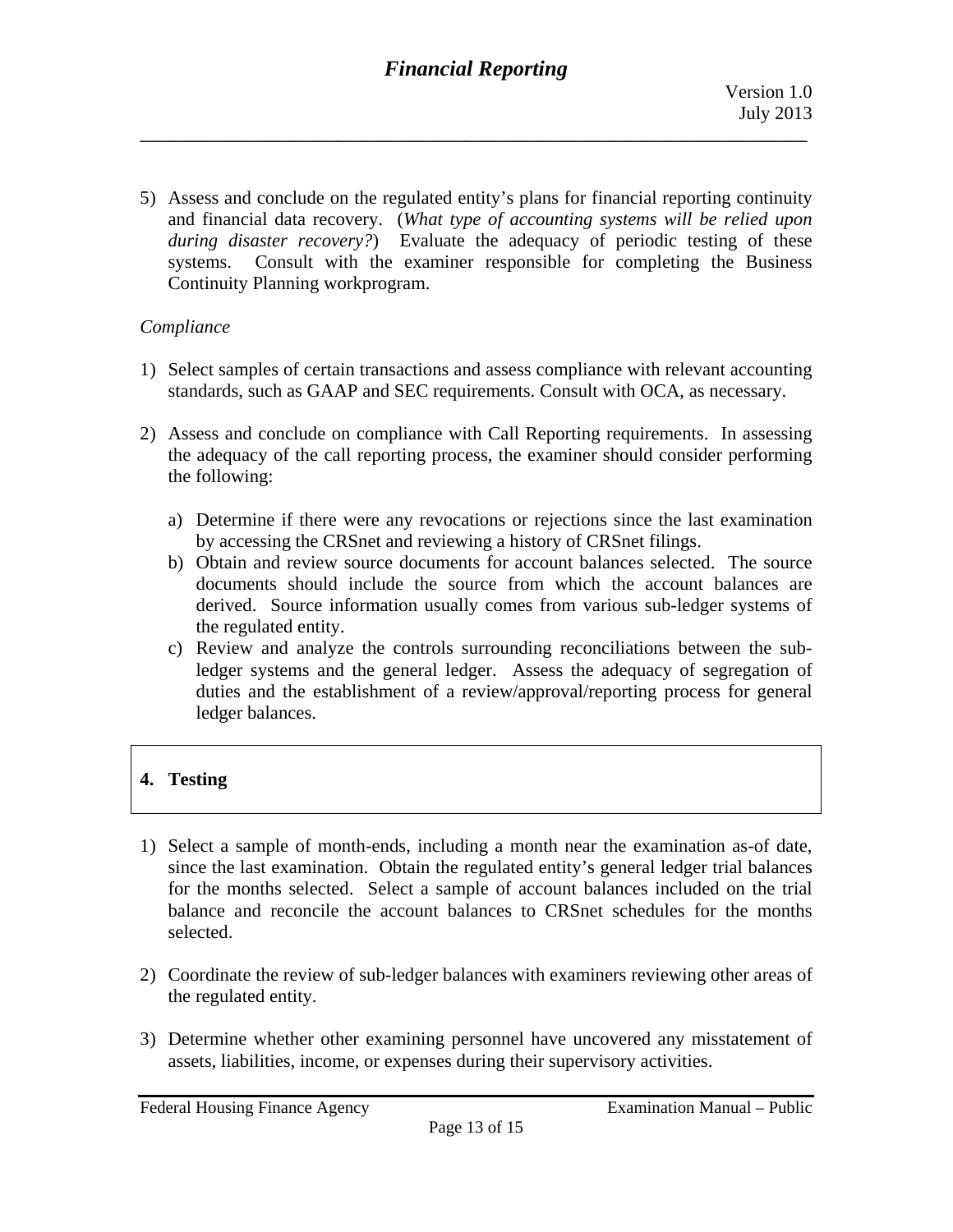5) Assess and conclude on the regulated entity's plans for financial reporting continuity and financial data recovery. (*What type of accounting systems will be relied upon during disaster recovery?*) Evaluate the adequacy of periodic testing of these systems. Consult with the examiner responsible for completing the Business Continuity Planning workprogram.

*Compliance*

1) Select samples of certain transactions and assess compliance with relevant accounting standards, such as GAAP and SEC requirements. Consult with OCA, as necessary.

2) Assess and conclude on compliance with Call Reporting requirements. In assessing the adequacy of the call reporting process, the examiner should consider performing the following:

   a) Determine if there were any revocations or rejections since the last examination by accessing the CRSnet and reviewing a history of CRSnet filings.
   b) Obtain and review source documents for account balances selected. The source documents should include the source from which the account balances are derived. Source information usually comes from various sub-ledger systems of the regulated entity.
   c) Review and analyze the controls surrounding reconciliations between the sub-ledger systems and the general ledger. Assess the adequacy of segregation of duties and the establishment of a review/approval/reporting process for general ledger balances.

## 4. Testing

1) Select a sample of month-ends, including a month near the examination as-of date, since the last examination. Obtain the regulated entity's general ledger trial balances for the months selected. Select a sample of account balances included on the trial balance and reconcile the account balances to CRSnet schedules for the months selected.

2) Coordinate the review of sub-ledger balances with examiners reviewing other areas of the regulated entity.

3) Determine whether other examining personnel have uncovered any misstatement of assets, liabilities, income, or expenses during their supervisory activities.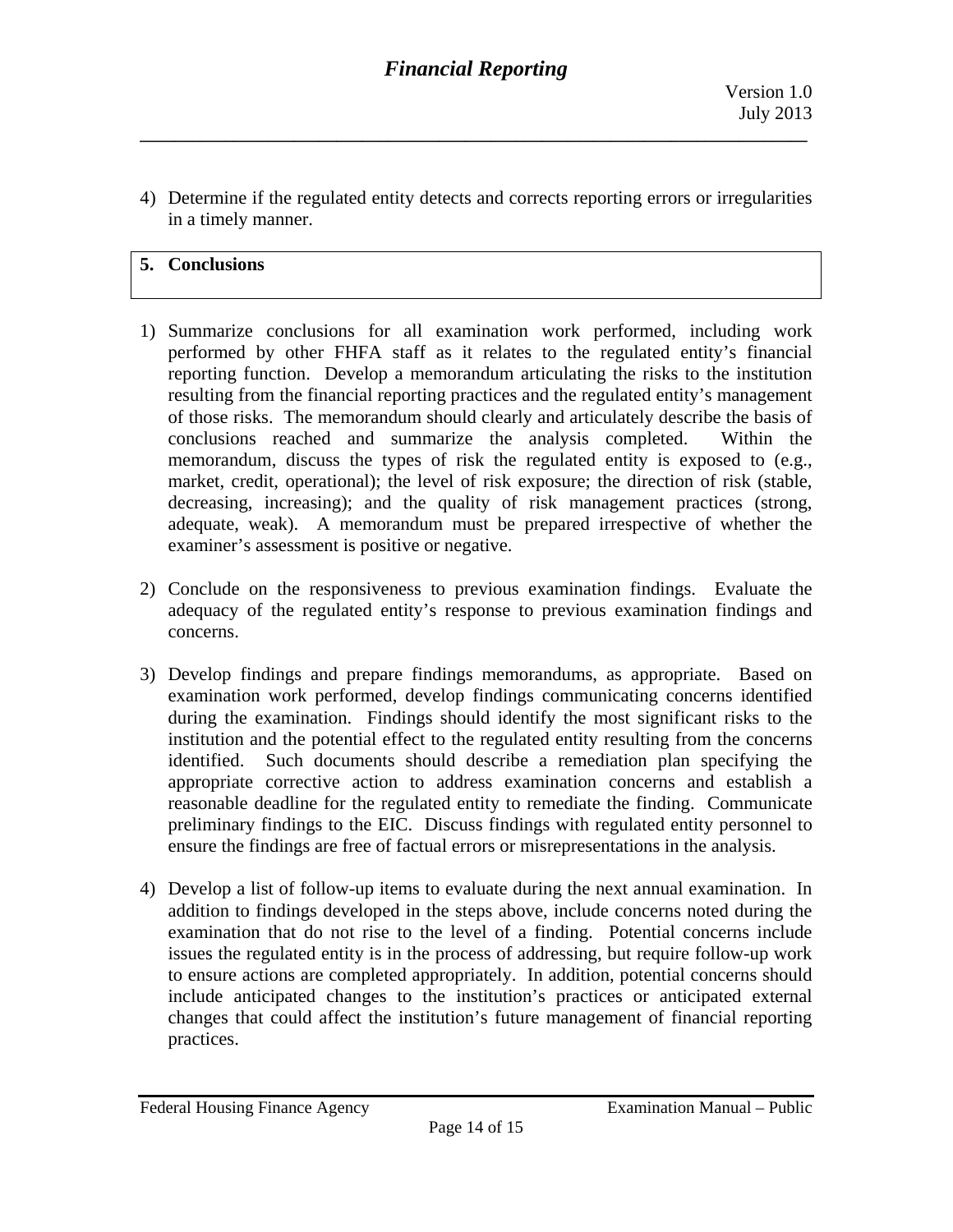4) Determine if the regulated entity detects and corrects reporting errors or irregularities in a timely manner.

## 5. Conclusions

1) Summarize conclusions for all examination work performed, including work performed by other FHFA staff as it relates to the regulated entity's financial reporting function. Develop a memorandum articulating the risks to the institution resulting from the financial reporting practices and the regulated entity's management of those risks. The memorandum should clearly and articulately describe the basis of conclusions reached and summarize the analysis completed. Within the memorandum, discuss the types of risk the regulated entity is exposed to (e.g., market, credit, operational); the level of risk exposure; the direction of risk (stable, decreasing, increasing); and the quality of risk management practices (strong, adequate, weak). A memorandum must be prepared irrespective of whether the examiner's assessment is positive or negative.

2) Conclude on the responsiveness to previous examination findings. Evaluate the adequacy of the regulated entity's response to previous examination findings and concerns.

3) Develop findings and prepare findings memorandums, as appropriate. Based on examination work performed, develop findings communicating concerns identified during the examination. Findings should identify the most significant risks to the institution and the potential effect to the regulated entity resulting from the concerns identified. Such documents should describe a remediation plan specifying the appropriate corrective action to address examination concerns and establish a reasonable deadline for the regulated entity to remediate the finding. Communicate preliminary findings to the EIC. Discuss findings with regulated entity personnel to ensure the findings are free of factual errors or misrepresentations in the analysis.

4) Develop a list of follow-up items to evaluate during the next annual examination. In addition to findings developed in the steps above, include concerns noted during the examination that do not rise to the level of a finding. Potential concerns include issues the regulated entity is in the process of addressing, but require follow-up work to ensure actions are completed appropriately. In addition, potential concerns should include anticipated changes to the institution's practices or anticipated external changes that could affect the institution's future management of financial reporting practices.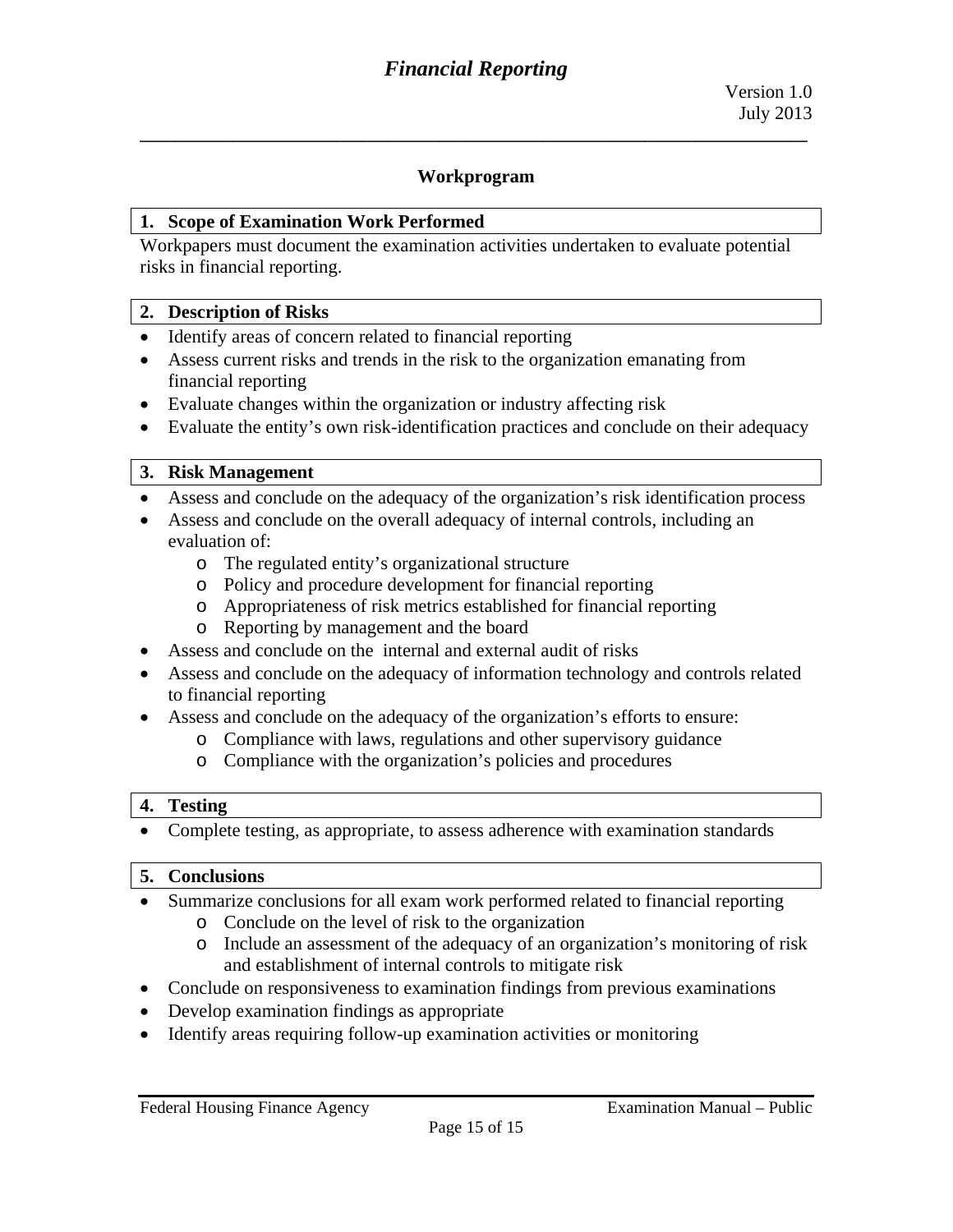## Workprogram

### 1. Scope of Examination Work Performed

Workpapers must document the examination activities undertaken to evaluate potential risks in financial reporting.

### 2. Description of Risks

- Identify areas of concern related to financial reporting
- Assess current risks and trends in the risk to the organization emanating from financial reporting
- Evaluate changes within the organization or industry affecting risk
- Evaluate the entity's own risk-identification practices and conclude on their adequacy

### 3. Risk Management

- Assess and conclude on the adequacy of the organization's risk identification process
- Assess and conclude on the overall adequacy of internal controls, including an evaluation of:
  - The regulated entity's organizational structure
  - Policy and procedure development for financial reporting
  - Appropriateness of risk metrics established for financial reporting
  - Reporting by management and the board
- Assess and conclude on the internal and external audit of risks
- Assess and conclude on the adequacy of information technology and controls related to financial reporting
- Assess and conclude on the adequacy of the organization's efforts to ensure:
  - Compliance with laws, regulations and other supervisory guidance
  - Compliance with the organization's policies and procedures

### 4. Testing

- Complete testing, as appropriate, to assess adherence with examination standards

### 5. Conclusions

- Summarize conclusions for all exam work performed related to financial reporting
  - Conclude on the level of risk to the organization
  - Include an assessment of the adequacy of an organization's monitoring of risk and establishment of internal controls to mitigate risk
- Conclude on responsiveness to examination findings from previous examinations
- Develop examination findings as appropriate
- Identify areas requiring follow-up examination activities or monitoring